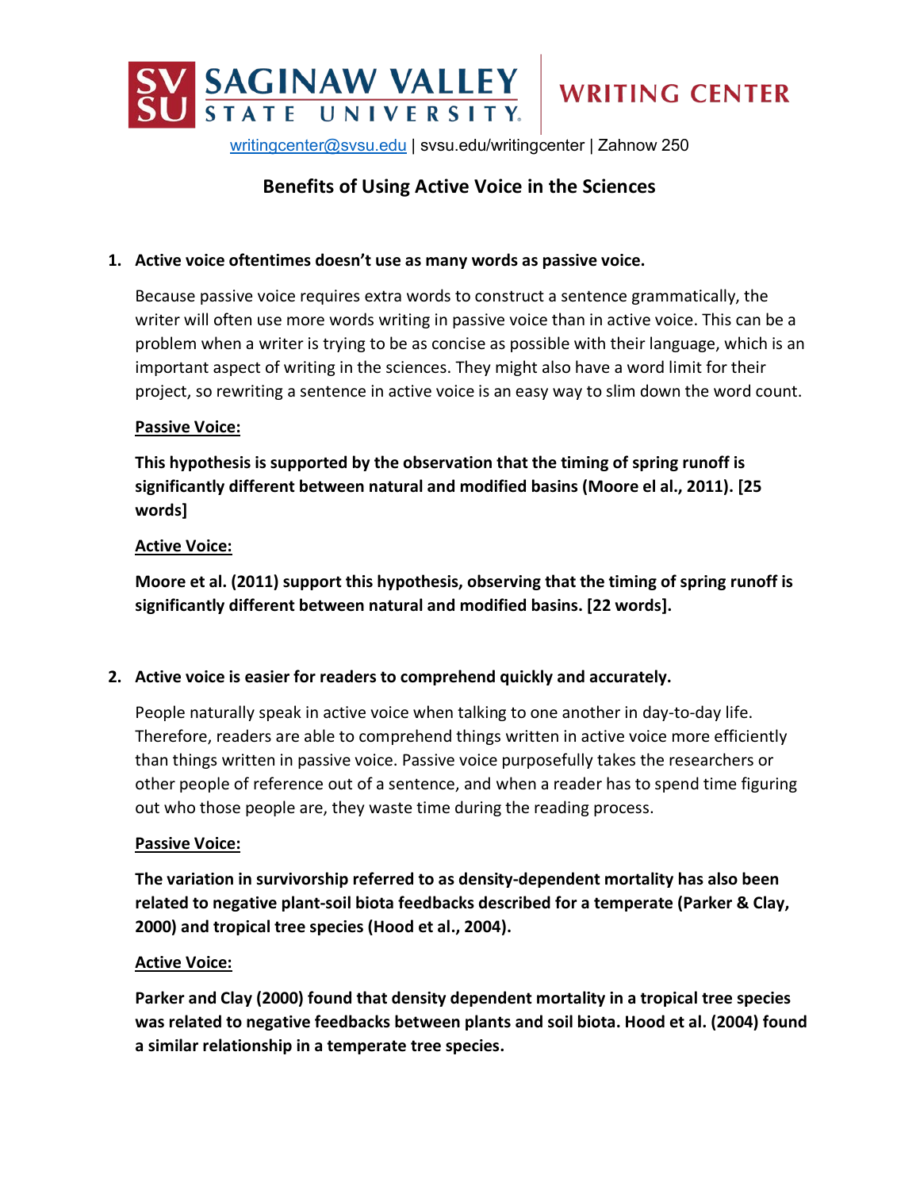SAGINAW VALLEY STATE UNIVERSITY | WRITING CENTER

writingcenter@svsu.edu | svsu.edu/writingcenter | Zahnow 250

## Benefits of Using Active Voice in the Sciences

1. **Active voice oftentimes doesn't use as many words as passive voice.**

   Because passive voice requires extra words to construct a sentence grammatically, the writer will often use more words writing in passive voice than in active voice. This can be a problem when a writer is trying to be as concise as possible with their language, which is an important aspect of writing in the sciences. They might also have a word limit for their project, so rewriting a sentence in active voice is an easy way to slim down the word count.

   **Passive Voice:**

   **This hypothesis is supported by the observation that the timing of spring runoff is significantly different between natural and modified basins (Moore el al., 2011). [25 words]**

   **Active Voice:**

   **Moore et al. (2011) support this hypothesis, observing that the timing of spring runoff is significantly different between natural and modified basins. [22 words].**

2. **Active voice is easier for readers to comprehend quickly and accurately.**

   People naturally speak in active voice when talking to one another in day-to-day life. Therefore, readers are able to comprehend things written in active voice more efficiently than things written in passive voice. Passive voice purposefully takes the researchers or other people of reference out of a sentence, and when a reader has to spend time figuring out who those people are, they waste time during the reading process.

   **Passive Voice:**

   **The variation in survivorship referred to as density-dependent mortality has also been related to negative plant-soil biota feedbacks described for a temperate (Parker & Clay, 2000) and tropical tree species (Hood et al., 2004).**

   **Active Voice:**

   **Parker and Clay (2000) found that density dependent mortality in a tropical tree species was related to negative feedbacks between plants and soil biota. Hood et al. (2004) found a similar relationship in a temperate tree species.**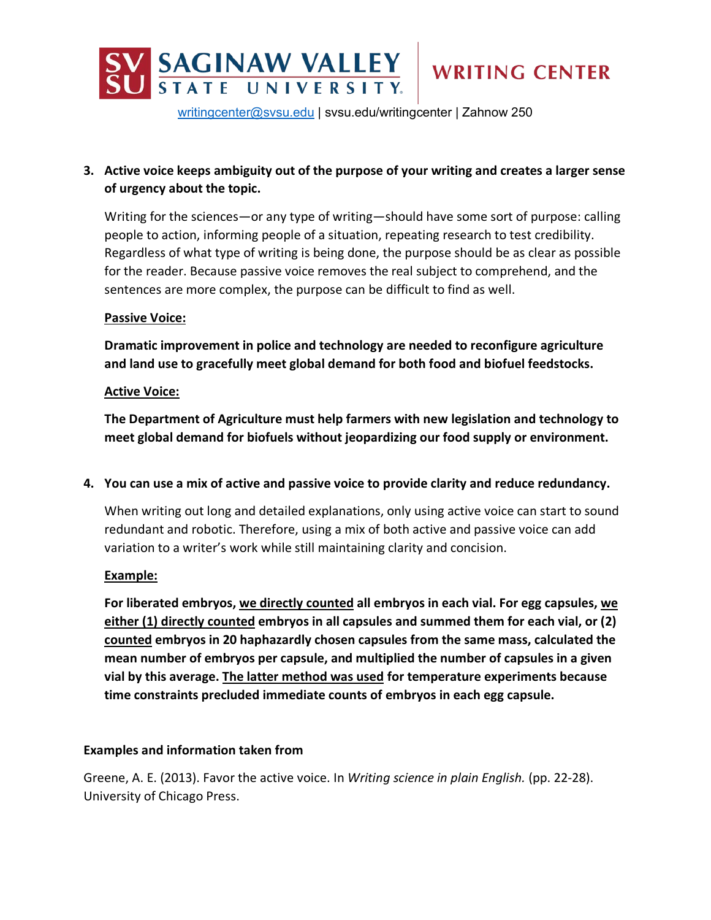3. **Active voice keeps ambiguity out of the purpose of your writing and creates a larger sense of urgency about the topic.**

   Writing for the sciences—or any type of writing—should have some sort of purpose: calling people to action, informing people of a situation, repeating research to test credibility. Regardless of what type of writing is being done, the purpose should be as clear as possible for the reader. Because passive voice removes the real subject to comprehend, and the sentences are more complex, the purpose can be difficult to find as well.

   **Passive Voice:**

   **Dramatic improvement in police and technology are needed to reconfigure agriculture and land use to gracefully meet global demand for both food and biofuel feedstocks.**

   **Active Voice:**

   **The Department of Agriculture must help farmers with new legislation and technology to meet global demand for biofuels without jeopardizing our food supply or environment.**

4. **You can use a mix of active and passive voice to provide clarity and reduce redundancy.**

   When writing out long and detailed explanations, only using active voice can start to sound redundant and robotic. Therefore, using a mix of both active and passive voice can add variation to a writer's work while still maintaining clarity and concision.

   **Example:**

   **For liberated embryos, we directly counted all embryos in each vial. For egg capsules, we either (1) directly counted embryos in all capsules and summed them for each vial, or (2) counted embryos in 20 haphazardly chosen capsules from the same mass, calculated the mean number of embryos per capsule, and multiplied the number of capsules in a given vial by this average. The latter method was used for temperature experiments because time constraints precluded immediate counts of embryos in each egg capsule.**

**Examples and information taken from**

Greene, A. E. (2013). Favor the active voice. In *Writing science in plain English.* (pp. 22-28). University of Chicago Press.